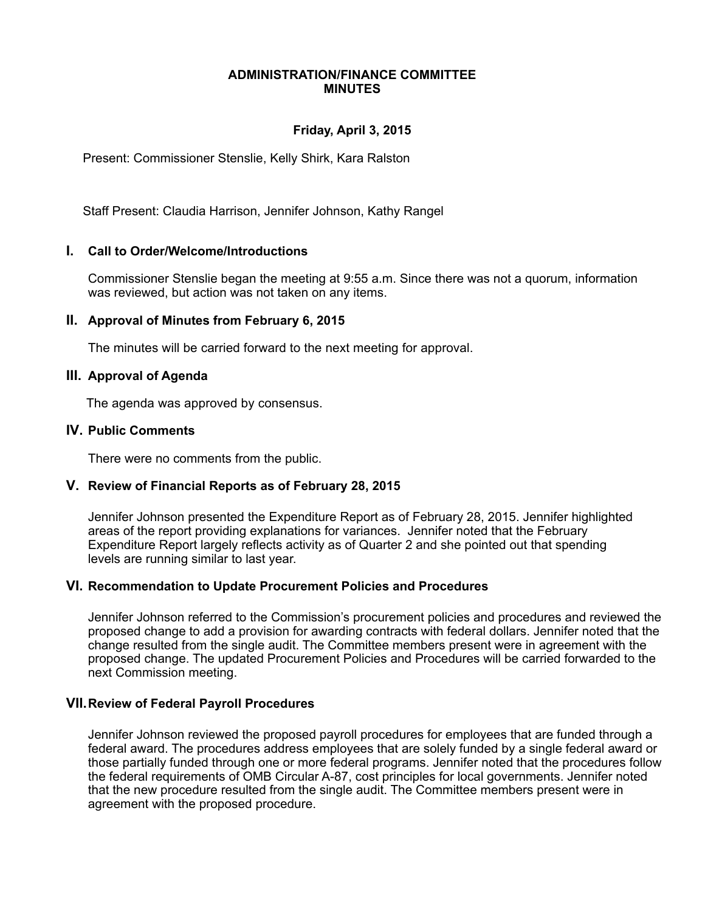# ADMINISTRATION/FINANCE COMMITTEE MINUTES

**Friday, April 3, 2015**

Present: Commissioner Stenslie, Kelly Shirk, Kara Ralston

Staff Present: Claudia Harrison, Jennifer Johnson, Kathy Rangel

## I. Call to Order/Welcome/Introductions

Commissioner Stenslie began the meeting at 9:55 a.m. Since there was not a quorum, information was reviewed, but action was not taken on any items.

## II. Approval of Minutes from February 6, 2015

The minutes will be carried forward to the next meeting for approval.

## III. Approval of Agenda

The agenda was approved by consensus.

## IV. Public Comments

There were no comments from the public.

## V. Review of Financial Reports as of February 28, 2015

Jennifer Johnson presented the Expenditure Report as of February 28, 2015. Jennifer highlighted areas of the report providing explanations for variances. Jennifer noted that the February Expenditure Report largely reflects activity as of Quarter 2 and she pointed out that spending levels are running similar to last year.

## VI. Recommendation to Update Procurement Policies and Procedures

Jennifer Johnson referred to the Commission's procurement policies and procedures and reviewed the proposed change to add a provision for awarding contracts with federal dollars. Jennifer noted that the change resulted from the single audit. The Committee members present were in agreement with the proposed change. The updated Procurement Policies and Procedures will be carried forwarded to the next Commission meeting.

## VII. Review of Federal Payroll Procedures

Jennifer Johnson reviewed the proposed payroll procedures for employees that are funded through a federal award. The procedures address employees that are solely funded by a single federal award or those partially funded through one or more federal programs. Jennifer noted that the procedures follow the federal requirements of OMB Circular A-87, cost principles for local governments. Jennifer noted that the new procedure resulted from the single audit. The Committee members present were in agreement with the proposed procedure.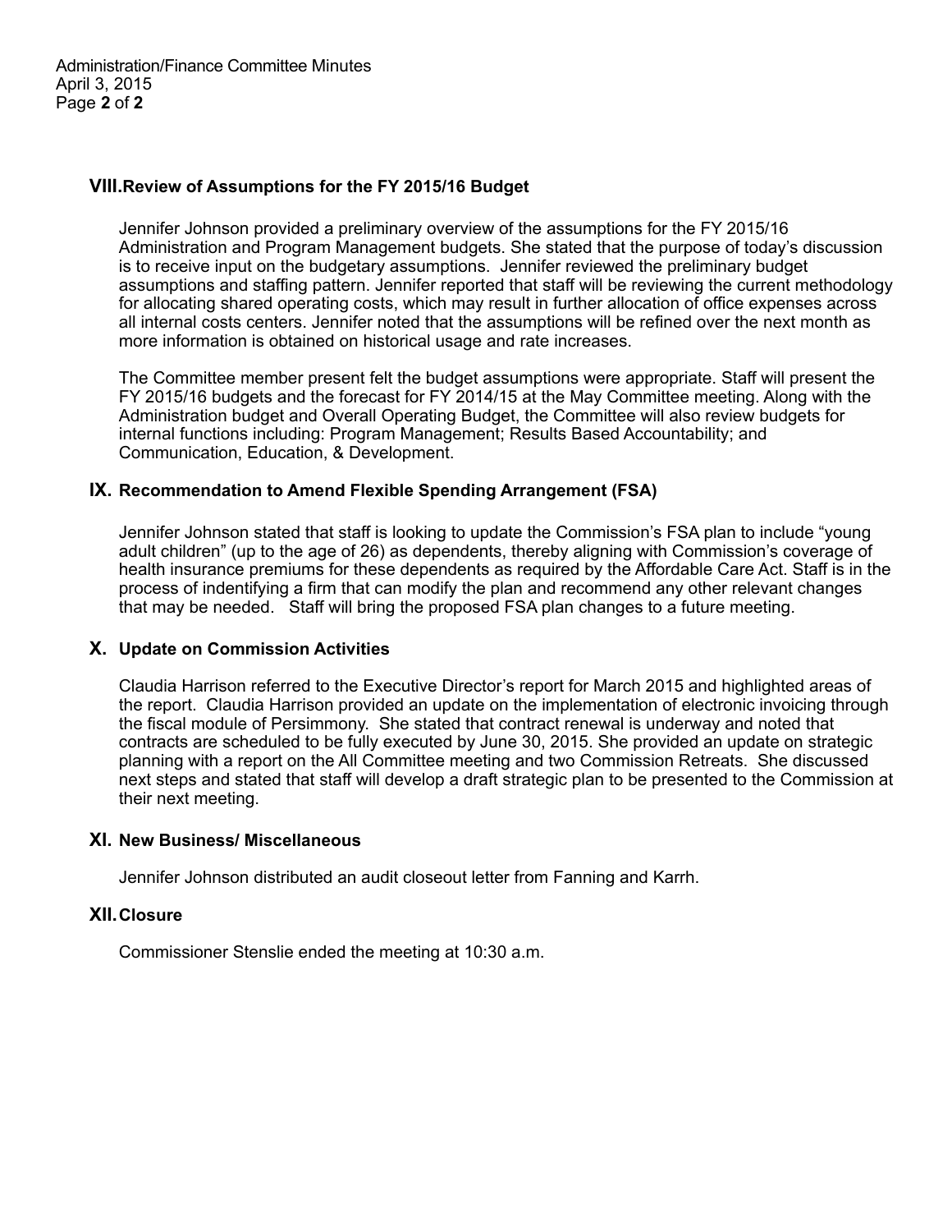## VIII. Review of Assumptions for the FY 2015/16 Budget

Jennifer Johnson provided a preliminary overview of the assumptions for the FY 2015/16 Administration and Program Management budgets. She stated that the purpose of today's discussion is to receive input on the budgetary assumptions. Jennifer reviewed the preliminary budget assumptions and staffing pattern. Jennifer reported that staff will be reviewing the current methodology for allocating shared operating costs, which may result in further allocation of office expenses across all internal costs centers. Jennifer noted that the assumptions will be refined over the next month as more information is obtained on historical usage and rate increases.

The Committee member present felt the budget assumptions were appropriate. Staff will present the FY 2015/16 budgets and the forecast for FY 2014/15 at the May Committee meeting. Along with the Administration budget and Overall Operating Budget, the Committee will also review budgets for internal functions including: Program Management; Results Based Accountability; and Communication, Education, & Development.

## IX. Recommendation to Amend Flexible Spending Arrangement (FSA)

Jennifer Johnson stated that staff is looking to update the Commission's FSA plan to include "young adult children" (up to the age of 26) as dependents, thereby aligning with Commission's coverage of health insurance premiums for these dependents as required by the Affordable Care Act. Staff is in the process of indentifying a firm that can modify the plan and recommend any other relevant changes that may be needed. Staff will bring the proposed FSA plan changes to a future meeting.

## X. Update on Commission Activities

Claudia Harrison referred to the Executive Director's report for March 2015 and highlighted areas of the report. Claudia Harrison provided an update on the implementation of electronic invoicing through the fiscal module of Persimmony. She stated that contract renewal is underway and noted that contracts are scheduled to be fully executed by June 30, 2015. She provided an update on strategic planning with a report on the All Committee meeting and two Commission Retreats. She discussed next steps and stated that staff will develop a draft strategic plan to be presented to the Commission at their next meeting.

## XI. New Business/ Miscellaneous

Jennifer Johnson distributed an audit closeout letter from Fanning and Karrh.

## XII. Closure

Commissioner Stenslie ended the meeting at 10:30 a.m.